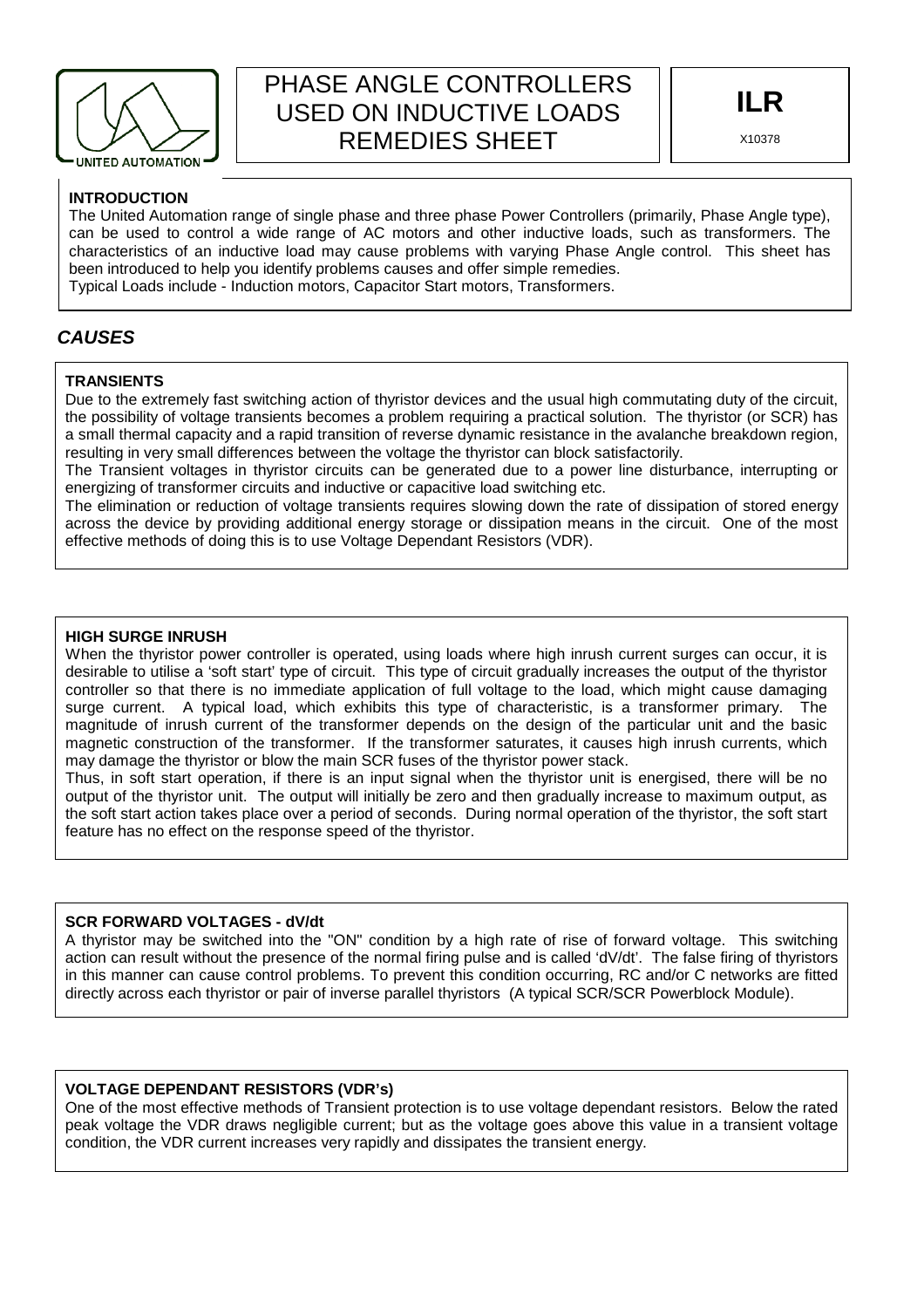# PHASE ANGLE CONTROLLERS USED ON INDUCTIVE LOADS REMEDIES SHEET

**ILR**

X10378

UNITED AUTOMATION

**INTRODUCTION**

The United Automation range of single phase and three phase Power Controllers (primarily, Phase Angle type), can be used to control a wide range of AC motors and other inductive loads, such as transformers. The characteristics of an inductive load may cause problems with varying Phase Angle control. This sheet has been introduced to help you identify problems causes and offer simple remedies.

Typical Loads include - Induction motors, Capacitor Start motors, Transformers.

## *CAUSES*

**TRANSIENTS**

Due to the extremely fast switching action of thyristor devices and the usual high commutating duty of the circuit, the possibility of voltage transients becomes a problem requiring a practical solution. The thyristor (or SCR) has a small thermal capacity and a rapid transition of reverse dynamic resistance in the avalanche breakdown region, resulting in very small differences between the voltage the thyristor can block satisfactorily.

The Transient voltages in thyristor circuits can be generated due to a power line disturbance, interrupting or energizing of transformer circuits and inductive or capacitive load switching etc.

The elimination or reduction of voltage transients requires slowing down the rate of dissipation of stored energy across the device by providing additional energy storage or dissipation means in the circuit. One of the most effective methods of doing this is to use Voltage Dependant Resistors (VDR).

**HIGH SURGE INRUSH**

When the thyristor power controller is operated, using loads where high inrush current surges can occur, it is desirable to utilise a 'soft start' type of circuit. This type of circuit gradually increases the output of the thyristor controller so that there is no immediate application of full voltage to the load, which might cause damaging surge current. A typical load, which exhibits this type of characteristic, is a transformer primary. The magnitude of inrush current of the transformer depends on the design of the particular unit and the basic magnetic construction of the transformer. If the transformer saturates, it causes high inrush currents, which may damage the thyristor or blow the main SCR fuses of the thyristor power stack.

Thus, in soft start operation, if there is an input signal when the thyristor unit is energised, there will be no output of the thyristor unit. The output will initially be zero and then gradually increase to maximum output, as the soft start action takes place over a period of seconds. During normal operation of the thyristor, the soft start feature has no effect on the response speed of the thyristor.

**SCR FORWARD VOLTAGES - dV/dt**

A thyristor may be switched into the "ON" condition by a high rate of rise of forward voltage. This switching action can result without the presence of the normal firing pulse and is called 'dV/dt'. The false firing of thyristors in this manner can cause control problems. To prevent this condition occurring, RC and/or C networks are fitted directly across each thyristor or pair of inverse parallel thyristors (A typical SCR/SCR Powerblock Module).

**VOLTAGE DEPENDANT RESISTORS (VDR's)**

One of the most effective methods of Transient protection is to use voltage dependant resistors. Below the rated peak voltage the VDR draws negligible current; but as the voltage goes above this value in a transient voltage condition, the VDR current increases very rapidly and dissipates the transient energy.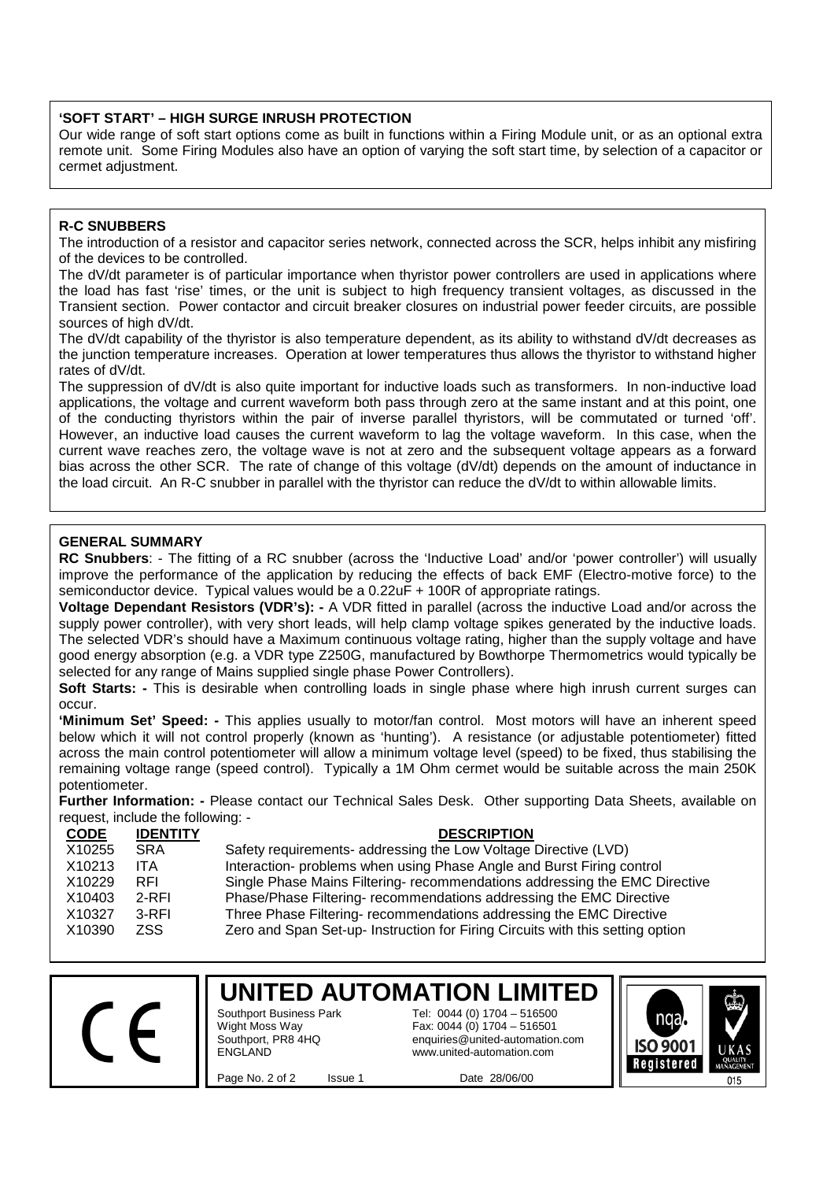## 'SOFT START' – HIGH SURGE INRUSH PROTECTION

Our wide range of soft start options come as built in functions within a Firing Module unit, or as an optional extra remote unit. Some Firing Modules also have an option of varying the soft start time, by selection of a capacitor or cermet adjustment.

## R-C SNUBBERS

The introduction of a resistor and capacitor series network, connected across the SCR, helps inhibit any misfiring of the devices to be controlled.

The dV/dt parameter is of particular importance when thyristor power controllers are used in applications where the load has fast 'rise' times, or the unit is subject to high frequency transient voltages, as discussed in the Transient section. Power contactor and circuit breaker closures on industrial power feeder circuits, are possible sources of high dV/dt.

The dV/dt capability of the thyristor is also temperature dependent, as its ability to withstand dV/dt decreases as the junction temperature increases. Operation at lower temperatures thus allows the thyristor to withstand higher rates of dV/dt.

The suppression of dV/dt is also quite important for inductive loads such as transformers. In non-inductive load applications, the voltage and current waveform both pass through zero at the same instant and at this point, one of the conducting thyristors within the pair of inverse parallel thyristors, will be commutated or turned 'off'. However, an inductive load causes the current waveform to lag the voltage waveform. In this case, when the current wave reaches zero, the voltage wave is not at zero and the subsequent voltage appears as a forward bias across the other SCR. The rate of change of this voltage (dV/dt) depends on the amount of inductance in the load circuit. An R-C snubber in parallel with the thyristor can reduce the dV/dt to within allowable limits.

## GENERAL SUMMARY

**RC Snubbers**: - The fitting of a RC snubber (across the 'Inductive Load' and/or 'power controller') will usually improve the performance of the application by reducing the effects of back EMF (Electro-motive force) to the semiconductor device. Typical values would be a 0.22uF + 100R of appropriate ratings.

**Voltage Dependant Resistors (VDR's): -** A VDR fitted in parallel (across the inductive Load and/or across the supply power controller), with very short leads, will help clamp voltage spikes generated by the inductive loads. The selected VDR's should have a Maximum continuous voltage rating, higher than the supply voltage and have good energy absorption (e.g. a VDR type Z250G, manufactured by Bowthorpe Thermometrics would typically be selected for any range of Mains supplied single phase Power Controllers).

**Soft Starts: -** This is desirable when controlling loads in single phase where high inrush current surges can occur.

**'Minimum Set' Speed: -** This applies usually to motor/fan control. Most motors will have an inherent speed below which it will not control properly (known as 'hunting'). A resistance (or adjustable potentiometer) fitted across the main control potentiometer will allow a minimum voltage level (speed) to be fixed, thus stabilising the remaining voltage range (speed control). Typically a 1M Ohm cermet would be suitable across the main 250K potentiometer.

**Further Information: -** Please contact our Technical Sales Desk. Other supporting Data Sheets, available on request, include the following: -

| CODE | IDENTITY | DESCRIPTION |
|---|---|---|
| X10255 | SRA | Safety requirements- addressing the Low Voltage Directive (LVD) |
| X10213 | ITA | Interaction- problems when using Phase Angle and Burst Firing control |
| X10229 | RFI | Single Phase Mains Filtering- recommendations addressing the EMC Directive |
| X10403 | 2-RFI | Phase/Phase Filtering- recommendations addressing the EMC Directive |
| X10327 | 3-RFI | Three Phase Filtering- recommendations addressing the EMC Directive |
| X10390 | ZSS | Zero and Span Set-up- Instruction for Firing Circuits with this setting option |

CE

**UNITED AUTOMATION LIMITED**

Southport Business Park
Wight Moss Way
Southport, PR8 4HQ
ENGLAND

Tel: 0044 (0) 1704 – 516500
Fax: 0044 (0) 1704 – 516501
enquiries@united-automation.com
www.united-automation.com

Issue 1 Date 28/06/00

nqa. ISO 9001 Registered — UKAS QUALITY MANAGEMENT 015